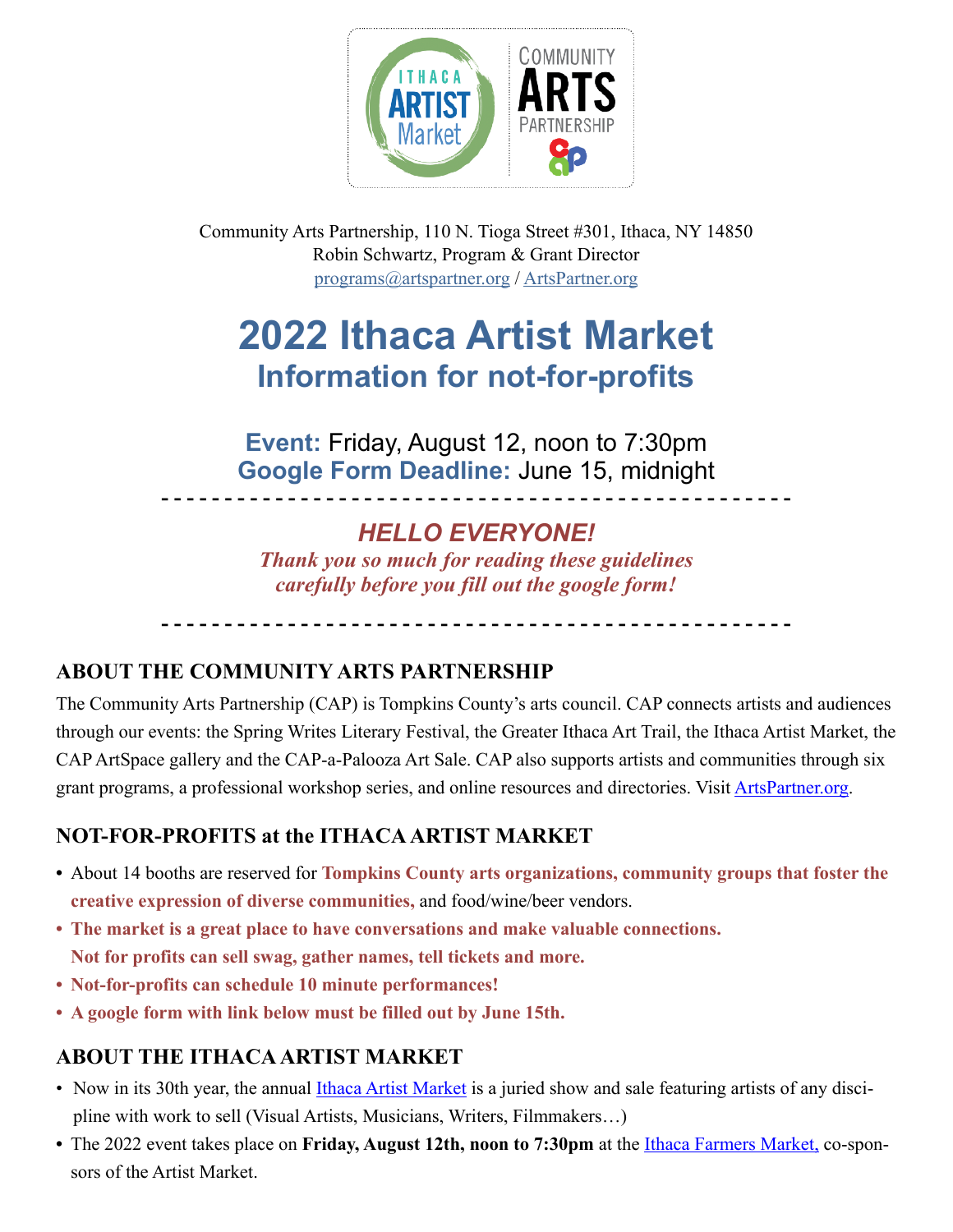Community Arts Partnership, 110 N. Tioga Street #301, Ithaca, NY 14850
Robin Schwartz, Program & Grant Director
programs@artspartner.org / ArtsPartner.org

# 2022 Ithaca Artist Market
## Information for not-for-profits

**Event:** Friday, August 12, noon to 7:30pm
**Google Form Deadline:** June 15, midnight

- - - - - - - - - - - - - - - - - - - - - - - - - - - - - - - - - - - - - - - - - - - - - - - -

***HELLO EVERYONE!***
***Thank you so much for reading these guidelines carefully before you fill out the google form!***

- - - - - - - - - - - - - - - - - - - - - - - - - - - - - - - - - - - - - - - - - - - - - - - -

## ABOUT THE COMMUNITY ARTS PARTNERSHIP

The Community Arts Partnership (CAP) is Tompkins County's arts council. CAP connects artists and audiences through our events: the Spring Writes Literary Festival, the Greater Ithaca Art Trail, the Ithaca Artist Market, the CAP ArtSpace gallery and the CAP-a-Palooza Art Sale. CAP also supports artists and communities through six grant programs, a professional workshop series, and online resources and directories. Visit ArtsPartner.org.

## NOT-FOR-PROFITS at the ITHACA ARTIST MARKET

- About 14 booths are reserved for **Tompkins County arts organizations, community groups that foster the creative expression of diverse communities,** and food/wine/beer vendors.
- **The market is a great place to have conversations and make valuable connections. Not for profits can sell swag, gather names, tell tickets and more.**
- **Not-for-profits can schedule 10 minute performances!**
- **A google form with link below must be filled out by June 15th.**

## ABOUT THE ITHACA ARTIST MARKET

- Now in its 30th year, the annual Ithaca Artist Market is a juried show and sale featuring artists of any discipline with work to sell (Visual Artists, Musicians, Writers, Filmmakers…)
- The 2022 event takes place on **Friday, August 12th, noon to 7:30pm** at the Ithaca Farmers Market, co-sponsors of the Artist Market.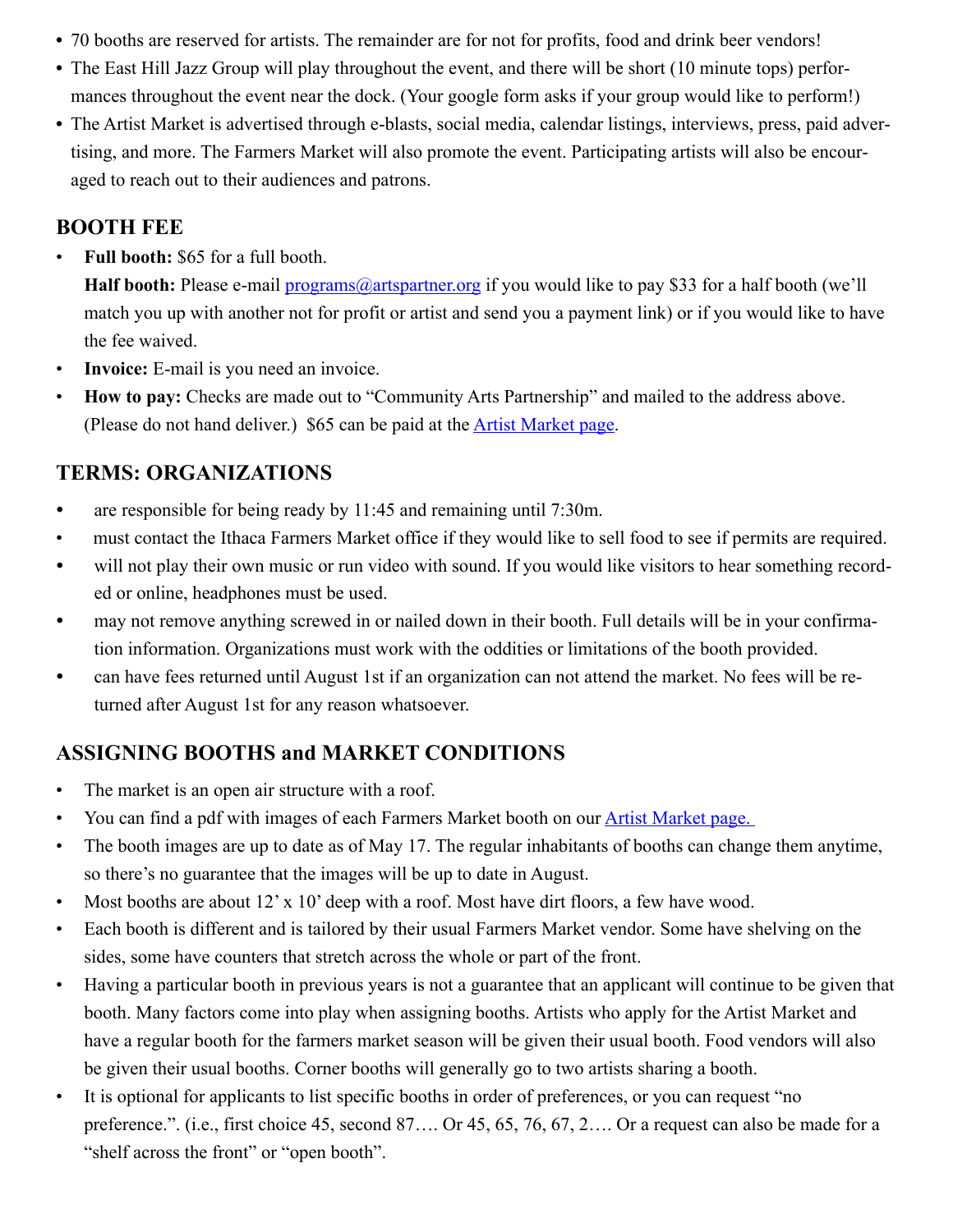- 70 booths are reserved for artists. The remainder are for not for profits, food and drink beer vendors!
- The East Hill Jazz Group will play throughout the event, and there will be short (10 minute tops) performances throughout the event near the dock. (Your google form asks if your group would like to perform!)
- The Artist Market is advertised through e-blasts, social media, calendar listings, interviews, press, paid advertising, and more. The Farmers Market will also promote the event. Participating artists will also be encouraged to reach out to their audiences and patrons.

## BOOTH FEE

- **Full booth:** $65 for a full booth.
  **Half booth:** Please e-mail [programs@artspartner.org](mailto:programs@artspartner.org) if you would like to pay $33 for a half booth (we'll match you up with another not for profit or artist and send you a payment link) or if you would like to have the fee waived.
- **Invoice:** E-mail is you need an invoice.
- **How to pay:** Checks are made out to "Community Arts Partnership" and mailed to the address above. (Please do not hand deliver.) $65 can be paid at the [Artist Market page](#).

## TERMS: ORGANIZATIONS

- are responsible for being ready by 11:45 and remaining until 7:30m.
- must contact the Ithaca Farmers Market office if they would like to sell food to see if permits are required.
- will not play their own music or run video with sound. If you would like visitors to hear something recorded or online, headphones must be used.
- may not remove anything screwed in or nailed down in their booth. Full details will be in your confirmation information. Organizations must work with the oddities or limitations of the booth provided.
- can have fees returned until August 1st if an organization can not attend the market. No fees will be returned after August 1st for any reason whatsoever.

## ASSIGNING BOOTHS and MARKET CONDITIONS

- The market is an open air structure with a roof.
- You can find a pdf with images of each Farmers Market booth on our [Artist Market page.](#)
- The booth images are up to date as of May 17. The regular inhabitants of booths can change them anytime, so there's no guarantee that the images will be up to date in August.
- Most booths are about 12' x 10' deep with a roof. Most have dirt floors, a few have wood.
- Each booth is different and is tailored by their usual Farmers Market vendor. Some have shelving on the sides, some have counters that stretch across the whole or part of the front.
- Having a particular booth in previous years is not a guarantee that an applicant will continue to be given that booth. Many factors come into play when assigning booths. Artists who apply for the Artist Market and have a regular booth for the farmers market season will be given their usual booth. Food vendors will also be given their usual booths. Corner booths will generally go to two artists sharing a booth.
- It is optional for applicants to list specific booths in order of preferences, or you can request "no preference.". (i.e., first choice 45, second 87…. Or 45, 65, 76, 67, 2…. Or a request can also be made for a "shelf across the front" or "open booth".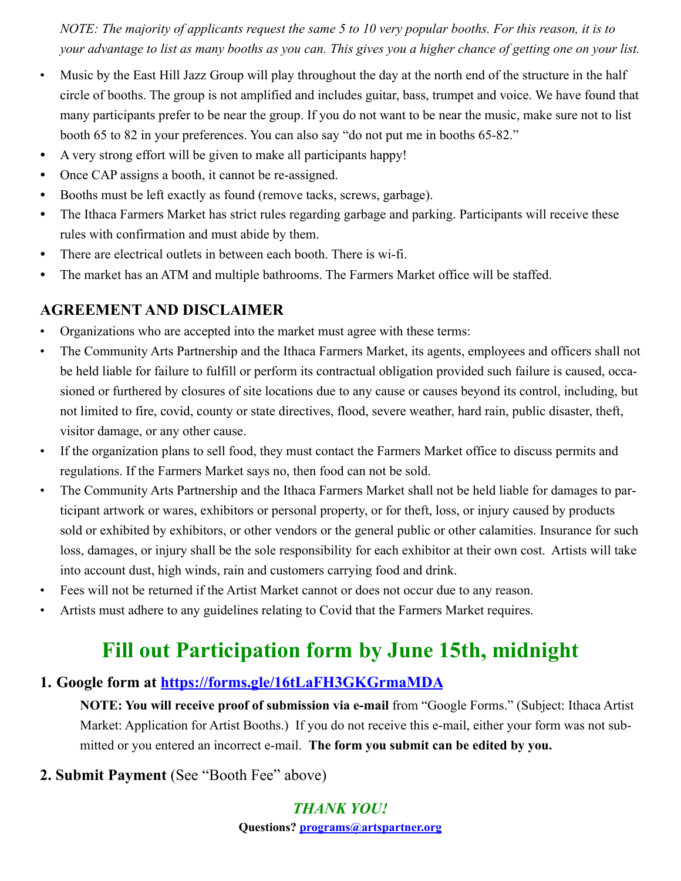*NOTE: The majority of applicants request the same 5 to 10 very popular booths. For this reason, it is to your advantage to list as many booths as you can. This gives you a higher chance of getting one on your list.*

- Music by the East Hill Jazz Group will play throughout the day at the north end of the structure in the half circle of booths. The group is not amplified and includes guitar, bass, trumpet and voice. We have found that many participants prefer to be near the group. If you do not want to be near the music, make sure not to list booth 65 to 82 in your preferences. You can also say "do not put me in booths 65-82."
- A very strong effort will be given to make all participants happy!
- Once CAP assigns a booth, it cannot be re-assigned.
- Booths must be left exactly as found (remove tacks, screws, garbage).
- The Ithaca Farmers Market has strict rules regarding garbage and parking. Participants will receive these rules with confirmation and must abide by them.
- There are electrical outlets in between each booth. There is wi-fi.
- The market has an ATM and multiple bathrooms. The Farmers Market office will be staffed.

## AGREEMENT AND DISCLAIMER

- Organizations who are accepted into the market must agree with these terms:
- The Community Arts Partnership and the Ithaca Farmers Market, its agents, employees and officers shall not be held liable for failure to fulfill or perform its contractual obligation provided such failure is caused, occasioned or furthered by closures of site locations due to any cause or causes beyond its control, including, but not limited to fire, covid, county or state directives, flood, severe weather, hard rain, public disaster, theft, visitor damage, or any other cause.
- If the organization plans to sell food, they must contact the Farmers Market office to discuss permits and regulations. If the Farmers Market says no, then food can not be sold.
- The Community Arts Partnership and the Ithaca Farmers Market shall not be held liable for damages to participant artwork or wares, exhibitors or personal property, or for theft, loss, or injury caused by products sold or exhibited by exhibitors, or other vendors or the general public or other calamities. Insurance for such loss, damages, or injury shall be the sole responsibility for each exhibitor at their own cost. Artists will take into account dust, high winds, rain and customers carrying food and drink.
- Fees will not be returned if the Artist Market cannot or does not occur due to any reason.
- Artists must adhere to any guidelines relating to Covid that the Farmers Market requires.

# Fill out Participation form by June 15th, midnight

### 1. Google form at https://forms.gle/16tLaFH3GKGrmaMDA

**NOTE: You will receive proof of submission via e-mail** from "Google Forms." (Subject: Ithaca Artist Market: Application for Artist Booths.) If you do not receive this e-mail, either your form was not submitted or you entered an incorrect e-mail. **The form you submit can be edited by you.**

### 2. Submit Payment (See "Booth Fee" above)

***THANK YOU!***

**Questions? programs@artspartner.org**